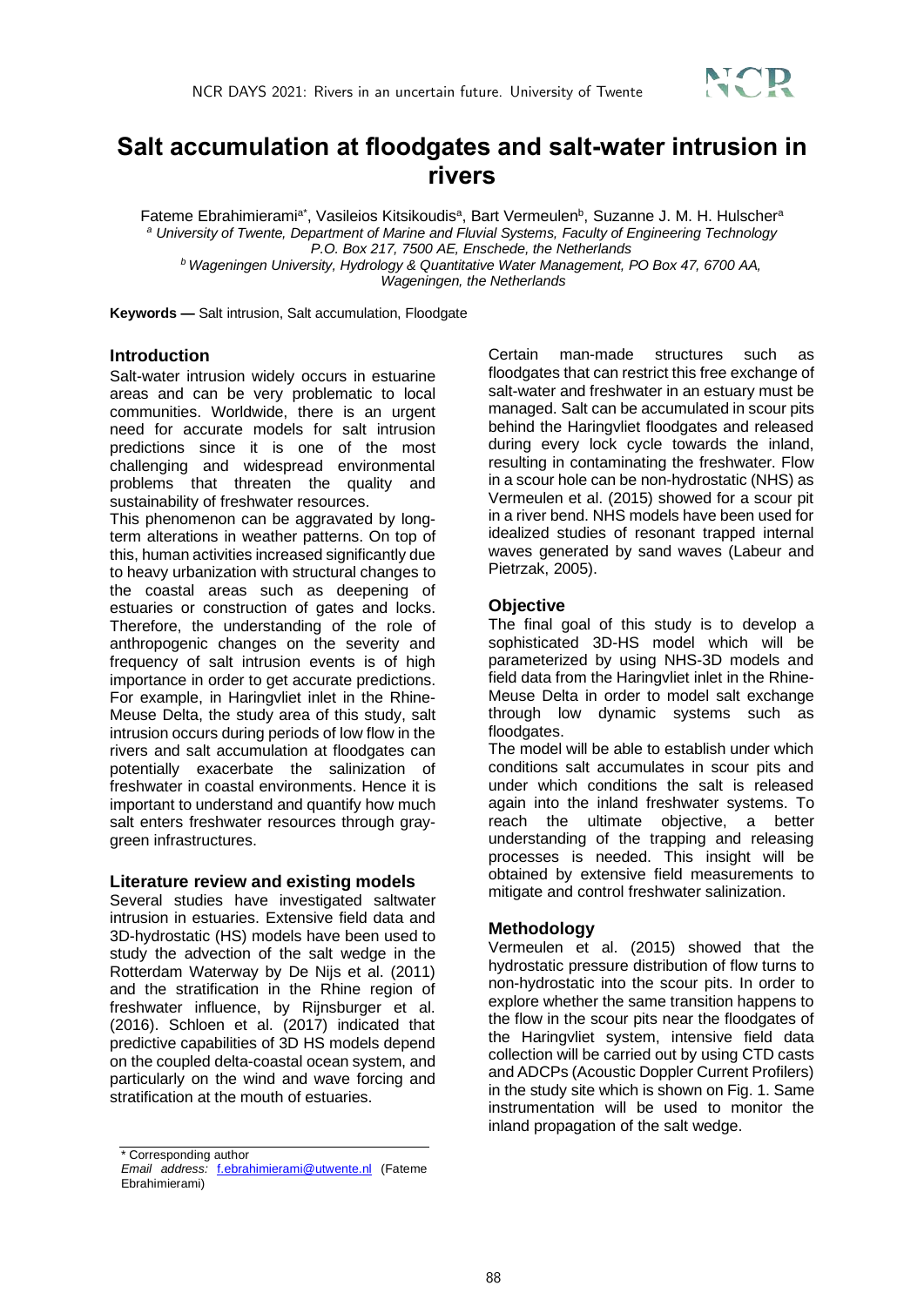# Salt accumulation at floodgates and salt-water intrusion in rivers

Fateme Ebrahimierami[a*], Vasileios Kitsikoudis[a], Bart Vermeulen[b], Suzanne J. M. H. Hulscher[a]

[a] *University of Twente, Department of Marine and Fluvial Systems, Faculty of Engineering Technology P.O. Box 217, 7500 AE, Enschede, the Netherlands*

[b] *Wageningen University, Hydrology & Quantitative Water Management, PO Box 47, 6700 AA, Wageningen, the Netherlands*

**Keywords —** Salt intrusion, Salt accumulation, Floodgate

## Introduction

Salt-water intrusion widely occurs in estuarine areas and can be very problematic to local communities. Worldwide, there is an urgent need for accurate models for salt intrusion predictions since it is one of the most challenging and widespread environmental problems that threaten the quality and sustainability of freshwater resources.

This phenomenon can be aggravated by long-term alterations in weather patterns. On top of this, human activities increased significantly due to heavy urbanization with structural changes to the coastal areas such as deepening of estuaries or construction of gates and locks. Therefore, the understanding of the role of anthropogenic changes on the severity and frequency of salt intrusion events is of high importance in order to get accurate predictions. For example, in Haringvliet inlet in the Rhine-Meuse Delta, the study area of this study, salt intrusion occurs during periods of low flow in the rivers and salt accumulation at floodgates can potentially exacerbate the salinization of freshwater in coastal environments. Hence it is important to understand and quantify how much salt enters freshwater resources through gray-green infrastructures.

## Literature review and existing models

Several studies have investigated saltwater intrusion in estuaries. Extensive field data and 3D-hydrostatic (HS) models have been used to study the advection of the salt wedge in the Rotterdam Waterway by De Nijs et al. (2011) and the stratification in the Rhine region of freshwater influence, by Rijnsburger et al. (2016). Schloen et al. (2017) indicated that predictive capabilities of 3D HS models depend on the coupled delta-coastal ocean system, and particularly on the wind and wave forcing and stratification at the mouth of estuaries.

Certain man-made structures such as floodgates that can restrict this free exchange of salt-water and freshwater in an estuary must be managed. Salt can be accumulated in scour pits behind the Haringvliet floodgates and released during every lock cycle towards the inland, resulting in contaminating the freshwater. Flow in a scour hole can be non-hydrostatic (NHS) as Vermeulen et al. (2015) showed for a scour pit in a river bend. NHS models have been used for idealized studies of resonant trapped internal waves generated by sand waves (Labeur and Pietrzak, 2005).

## Objective

The final goal of this study is to develop a sophisticated 3D-HS model which will be parameterized by using NHS-3D models and field data from the Haringvliet inlet in the Rhine-Meuse Delta in order to model salt exchange through low dynamic systems such as floodgates.

The model will be able to establish under which conditions salt accumulates in scour pits and under which conditions the salt is released again into the inland freshwater systems. To reach the ultimate objective, a better understanding of the trapping and releasing processes is needed. This insight will be obtained by extensive field measurements to mitigate and control freshwater salinization.

## Methodology

Vermeulen et al. (2015) showed that the hydrostatic pressure distribution of flow turns to non-hydrostatic into the scour pits. In order to explore whether the same transition happens to the flow in the scour pits near the floodgates of the Haringvliet system, intensive field data collection will be carried out by using CTD casts and ADCPs (Acoustic Doppler Current Profilers) in the study site which is shown on Fig. 1. Same instrumentation will be used to monitor the inland propagation of the salt wedge.

---

\* Corresponding author

*Email address:* f.ebrahimierami@utwente.nl (Fateme Ebrahimierami)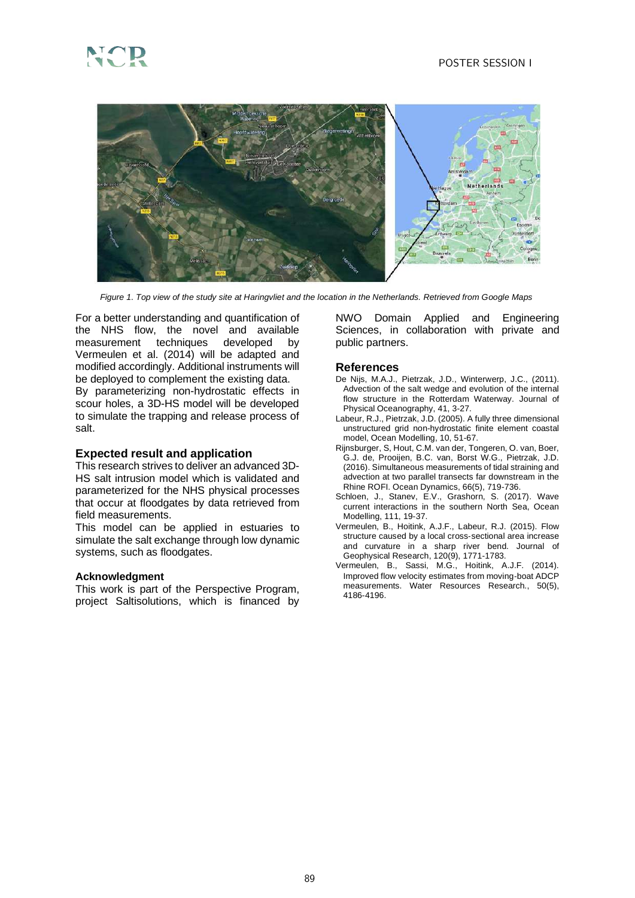*Figure 1. Top view of the study site at Haringvliet and the location in the Netherlands. Retrieved from Google Maps*

For a better understanding and quantification of the NHS flow, the novel and available measurement techniques developed by Vermeulen et al. (2014) will be adapted and modified accordingly. Additional instruments will be deployed to complement the existing data.

By parameterizing non-hydrostatic effects in scour holes, a 3D-HS model will be developed to simulate the trapping and release process of salt.

## Expected result and application

This research strives to deliver an advanced 3D-HS salt intrusion model which is validated and parameterized for the NHS physical processes that occur at floodgates by data retrieved from field measurements.

This model can be applied in estuaries to simulate the salt exchange through low dynamic systems, such as floodgates.

## Acknowledgment

This work is part of the Perspective Program, project Saltisolutions, which is financed by NWO Domain Applied and Engineering Sciences, in collaboration with private and public partners.

## References

De Nijs, M.A.J., Pietrzak, J.D., Winterwerp, J.C., (2011). Advection of the salt wedge and evolution of the internal flow structure in the Rotterdam Waterway. Journal of Physical Oceanography, 41, 3-27.

Labeur, R.J., Pietrzak, J.D. (2005). A fully three dimensional unstructured grid non-hydrostatic finite element coastal model, Ocean Modelling, 10, 51-67.

Rijnsburger, S, Hout, C.M. van der, Tongeren, O. van, Boer, G.J. de, Prooijen, B.C. van, Borst W.G., Pietrzak, J.D. (2016). Simultaneous measurements of tidal straining and advection at two parallel transects far downstream in the Rhine ROFI. Ocean Dynamics, 66(5), 719-736.

Schloen, J., Stanev, E.V., Grashorn, S. (2017). Wave current interactions in the southern North Sea, Ocean Modelling, 111, 19-37.

Vermeulen, B., Hoitink, A.J.F., Labeur, R.J. (2015). Flow structure caused by a local cross-sectional area increase and curvature in a sharp river bend. Journal of Geophysical Research, 120(9), 1771-1783.

Vermeulen, B., Sassi, M.G., Hoitink, A.J.F. (2014). Improved flow velocity estimates from moving-boat ADCP measurements. Water Resources Research., 50(5), 4186-4196.